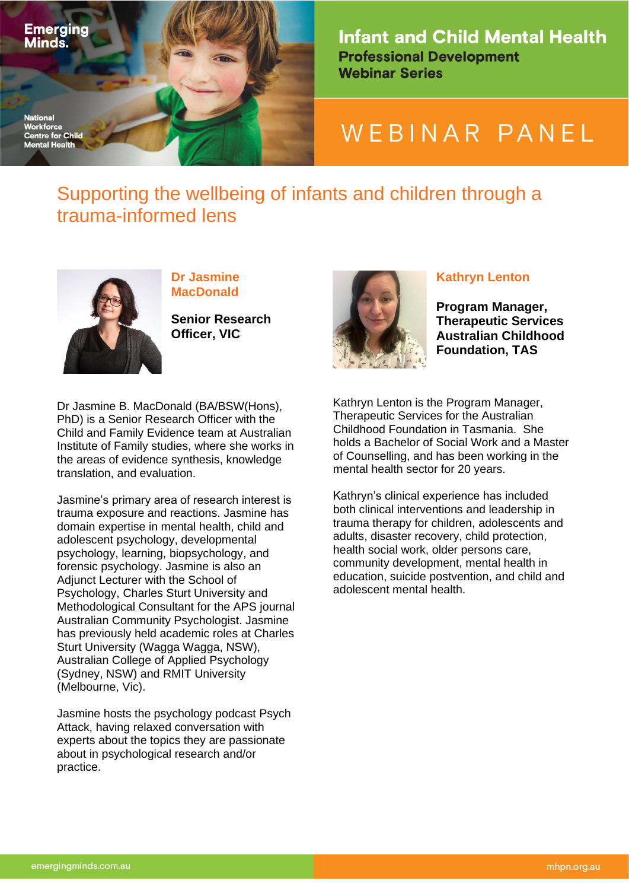Emerging Minds.

National Workforce Centre for Child Mental Health

# Infant and Child Mental Health

**Professional Development Webinar Series**

# WEBINAR PANEL

## Supporting the wellbeing of infants and children through a trauma-informed lens

### Dr Jasmine MacDonald

**Senior Research Officer, VIC**

Dr Jasmine B. MacDonald (BA/BSW(Hons), PhD) is a Senior Research Officer with the Child and Family Evidence team at Australian Institute of Family studies, where she works in the areas of evidence synthesis, knowledge translation, and evaluation.

Jasmine's primary area of research interest is trauma exposure and reactions. Jasmine has domain expertise in mental health, child and adolescent psychology, developmental psychology, learning, biopsychology, and forensic psychology. Jasmine is also an Adjunct Lecturer with the School of Psychology, Charles Sturt University and Methodological Consultant for the APS journal Australian Community Psychologist. Jasmine has previously held academic roles at Charles Sturt University (Wagga Wagga, NSW), Australian College of Applied Psychology (Sydney, NSW) and RMIT University (Melbourne, Vic).

Jasmine hosts the psychology podcast Psych Attack, having relaxed conversation with experts about the topics they are passionate about in psychological research and/or practice.

### Kathryn Lenton

**Program Manager, Therapeutic Services Australian Childhood Foundation, TAS**

Kathryn Lenton is the Program Manager, Therapeutic Services for the Australian Childhood Foundation in Tasmania. She holds a Bachelor of Social Work and a Master of Counselling, and has been working in the mental health sector for 20 years.

Kathryn's clinical experience has included both clinical interventions and leadership in trauma therapy for children, adolescents and adults, disaster recovery, child protection, health social work, older persons care, community development, mental health in education, suicide postvention, and child and adolescent mental health.

emergingminds.com.au mhpn.org.au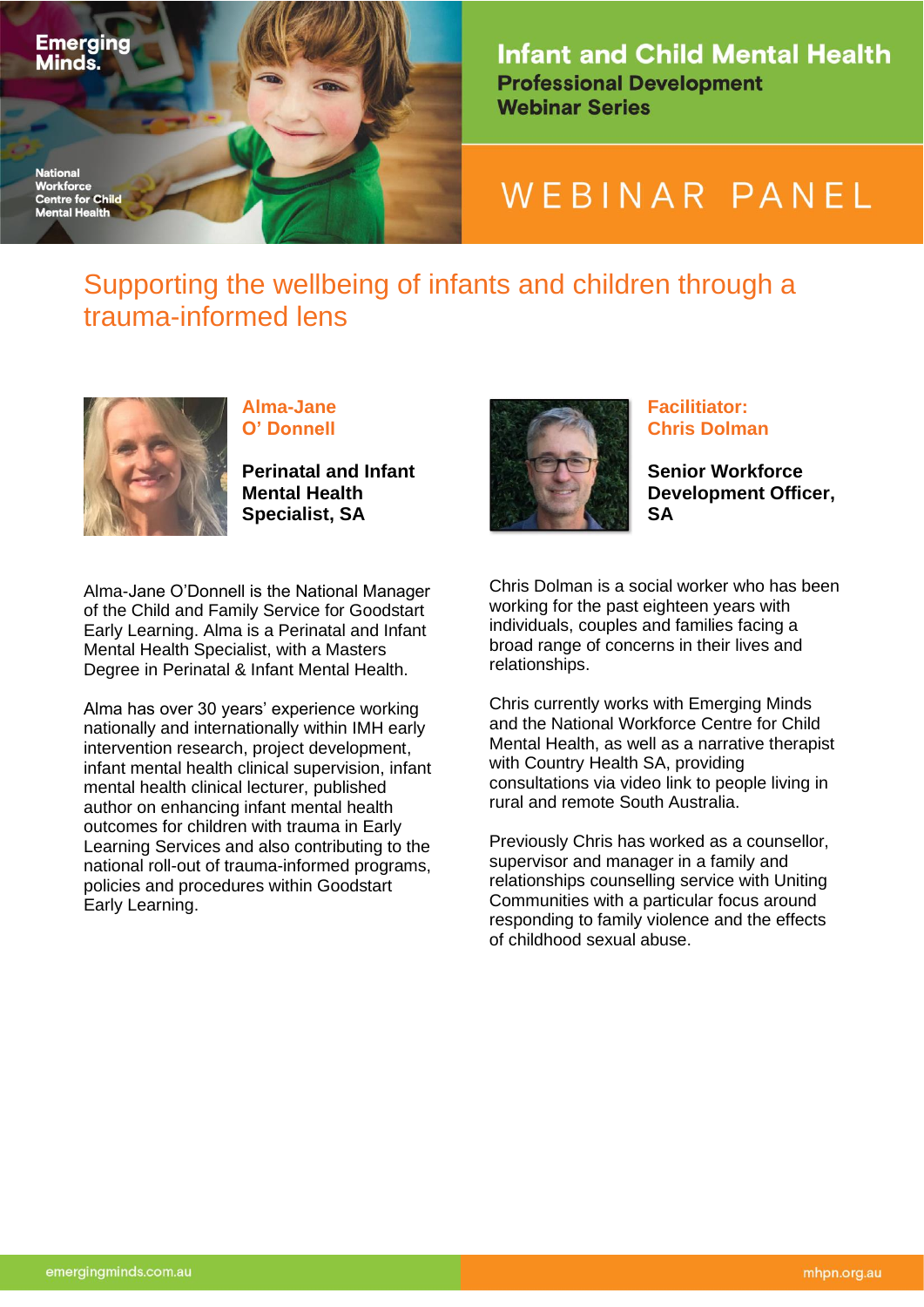Emerging Minds.

National Workforce Centre for Child Mental Health

# Infant and Child Mental Health

**Professional Development Webinar Series**

# WEBINAR PANEL

## Supporting the wellbeing of infants and children through a trauma-informed lens

### Alma-Jane O' Donnell

**Perinatal and Infant Mental Health Specialist, SA**

Alma-Jane O'Donnell is the National Manager of the Child and Family Service for Goodstart Early Learning. Alma is a Perinatal and Infant Mental Health Specialist, with a Masters Degree in Perinatal & Infant Mental Health.

Alma has over 30 years' experience working nationally and internationally within IMH early intervention research, project development, infant mental health clinical supervision, infant mental health clinical lecturer, published author on enhancing infant mental health outcomes for children with trauma in Early Learning Services and also contributing to the national roll-out of trauma-informed programs, policies and procedures within Goodstart Early Learning.

### Facilitiator: Chris Dolman

**Senior Workforce Development Officer, SA**

Chris Dolman is a social worker who has been working for the past eighteen years with individuals, couples and families facing a broad range of concerns in their lives and relationships.

Chris currently works with Emerging Minds and the National Workforce Centre for Child Mental Health, as well as a narrative therapist with Country Health SA, providing consultations via video link to people living in rural and remote South Australia.

Previously Chris has worked as a counsellor, supervisor and manager in a family and relationships counselling service with Uniting Communities with a particular focus around responding to family violence and the effects of childhood sexual abuse.

emergingminds.com.au

mhpn.org.au